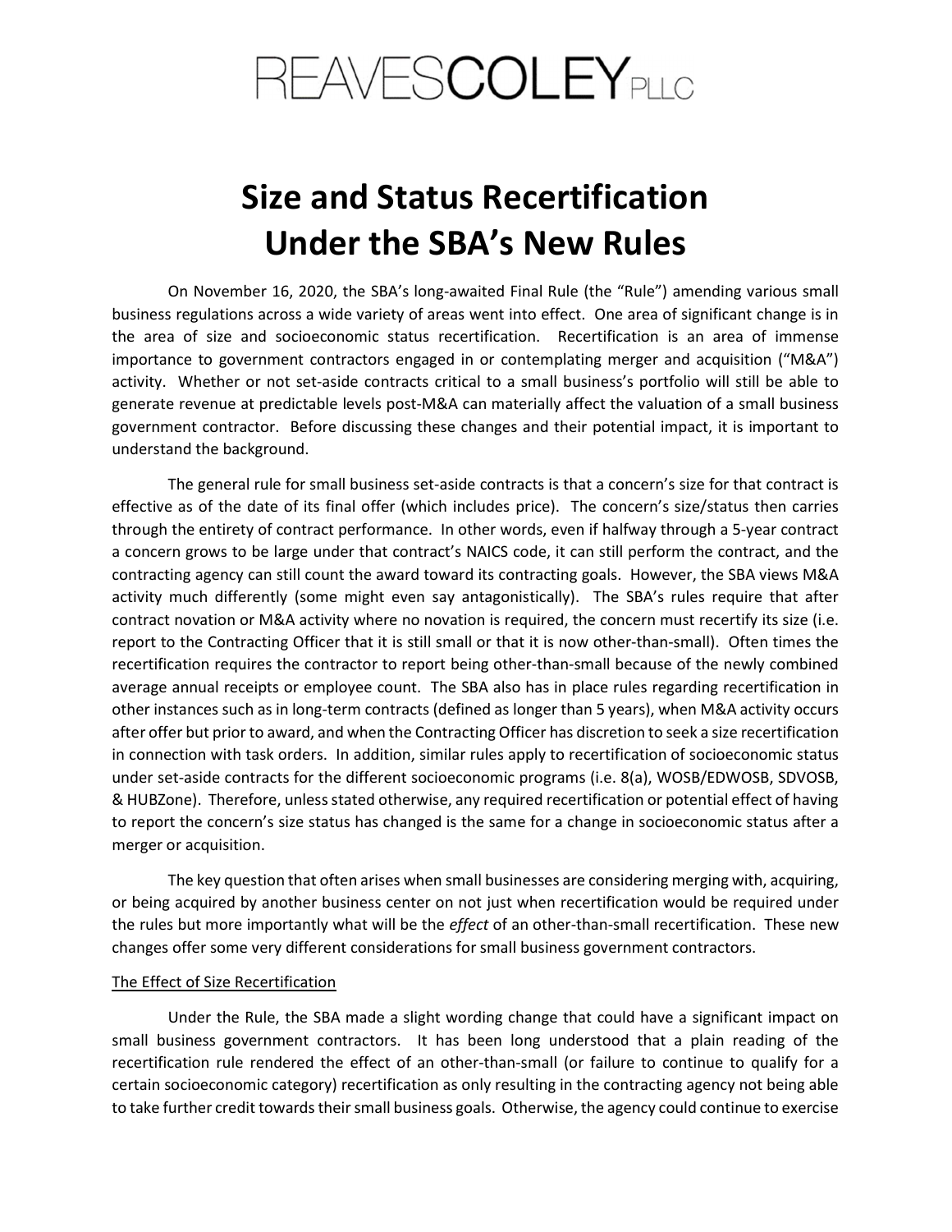REAVESCOLEY PLLC

# Size and Status Recertification Under the SBA's New Rules

On November 16, 2020, the SBA's long-awaited Final Rule (the "Rule") amending various small business regulations across a wide variety of areas went into effect. One area of significant change is in the area of size and socioeconomic status recertification. Recertification is an area of immense importance to government contractors engaged in or contemplating merger and acquisition ("M&A") activity. Whether or not set-aside contracts critical to a small business's portfolio will still be able to generate revenue at predictable levels post-M&A can materially affect the valuation of a small business government contractor. Before discussing these changes and their potential impact, it is important to understand the background.

The general rule for small business set-aside contracts is that a concern's size for that contract is effective as of the date of its final offer (which includes price). The concern's size/status then carries through the entirety of contract performance. In other words, even if halfway through a 5-year contract a concern grows to be large under that contract's NAICS code, it can still perform the contract, and the contracting agency can still count the award toward its contracting goals. However, the SBA views M&A activity much differently (some might even say antagonistically). The SBA's rules require that after contract novation or M&A activity where no novation is required, the concern must recertify its size (i.e. report to the Contracting Officer that it is still small or that it is now other-than-small). Often times the recertification requires the contractor to report being other-than-small because of the newly combined average annual receipts or employee count. The SBA also has in place rules regarding recertification in other instances such as in long-term contracts (defined as longer than 5 years), when M&A activity occurs after offer but prior to award, and when the Contracting Officer has discretion to seek a size recertification in connection with task orders. In addition, similar rules apply to recertification of socioeconomic status under set-aside contracts for the different socioeconomic programs (i.e. 8(a), WOSB/EDWOSB, SDVOSB, & HUBZone). Therefore, unless stated otherwise, any required recertification or potential effect of having to report the concern's size status has changed is the same for a change in socioeconomic status after a merger or acquisition.

The key question that often arises when small businesses are considering merging with, acquiring, or being acquired by another business center on not just when recertification would be required under the rules but more importantly what will be the *effect* of an other-than-small recertification. These new changes offer some very different considerations for small business government contractors.

<u>The Effect of Size Recertification</u>

Under the Rule, the SBA made a slight wording change that could have a significant impact on small business government contractors. It has been long understood that a plain reading of the recertification rule rendered the effect of an other-than-small (or failure to continue to qualify for a certain socioeconomic category) recertification as only resulting in the contracting agency not being able to take further credit towards their small business goals. Otherwise, the agency could continue to exercise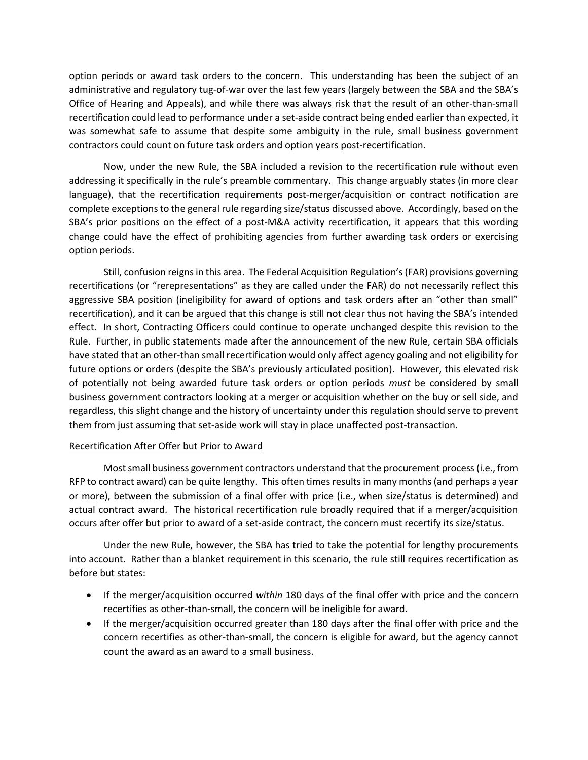option periods or award task orders to the concern. This understanding has been the subject of an administrative and regulatory tug-of-war over the last few years (largely between the SBA and the SBA's Office of Hearing and Appeals), and while there was always risk that the result of an other-than-small recertification could lead to performance under a set-aside contract being ended earlier than expected, it was somewhat safe to assume that despite some ambiguity in the rule, small business government contractors could count on future task orders and option years post-recertification.

Now, under the new Rule, the SBA included a revision to the recertification rule without even addressing it specifically in the rule's preamble commentary. This change arguably states (in more clear language), that the recertification requirements post-merger/acquisition or contract notification are complete exceptions to the general rule regarding size/status discussed above. Accordingly, based on the SBA's prior positions on the effect of a post-M&A activity recertification, it appears that this wording change could have the effect of prohibiting agencies from further awarding task orders or exercising option periods.

Still, confusion reigns in this area. The Federal Acquisition Regulation's (FAR) provisions governing recertifications (or "rerepresentations" as they are called under the FAR) do not necessarily reflect this aggressive SBA position (ineligibility for award of options and task orders after an "other than small" recertification), and it can be argued that this change is still not clear thus not having the SBA's intended effect. In short, Contracting Officers could continue to operate unchanged despite this revision to the Rule. Further, in public statements made after the announcement of the new Rule, certain SBA officials have stated that an other-than small recertification would only affect agency goaling and not eligibility for future options or orders (despite the SBA's previously articulated position). However, this elevated risk of potentially not being awarded future task orders or option periods *must* be considered by small business government contractors looking at a merger or acquisition whether on the buy or sell side, and regardless, this slight change and the history of uncertainty under this regulation should serve to prevent them from just assuming that set-aside work will stay in place unaffected post-transaction.

<u>Recertification After Offer but Prior to Award</u>

Most small business government contractors understand that the procurement process (i.e., from RFP to contract award) can be quite lengthy. This often times results in many months (and perhaps a year or more), between the submission of a final offer with price (i.e., when size/status is determined) and actual contract award. The historical recertification rule broadly required that if a merger/acquisition occurs after offer but prior to award of a set-aside contract, the concern must recertify its size/status.

Under the new Rule, however, the SBA has tried to take the potential for lengthy procurements into account. Rather than a blanket requirement in this scenario, the rule still requires recertification as before but states:

- If the merger/acquisition occurred *within* 180 days of the final offer with price and the concern recertifies as other-than-small, the concern will be ineligible for award.
- If the merger/acquisition occurred greater than 180 days after the final offer with price and the concern recertifies as other-than-small, the concern is eligible for award, but the agency cannot count the award as an award to a small business.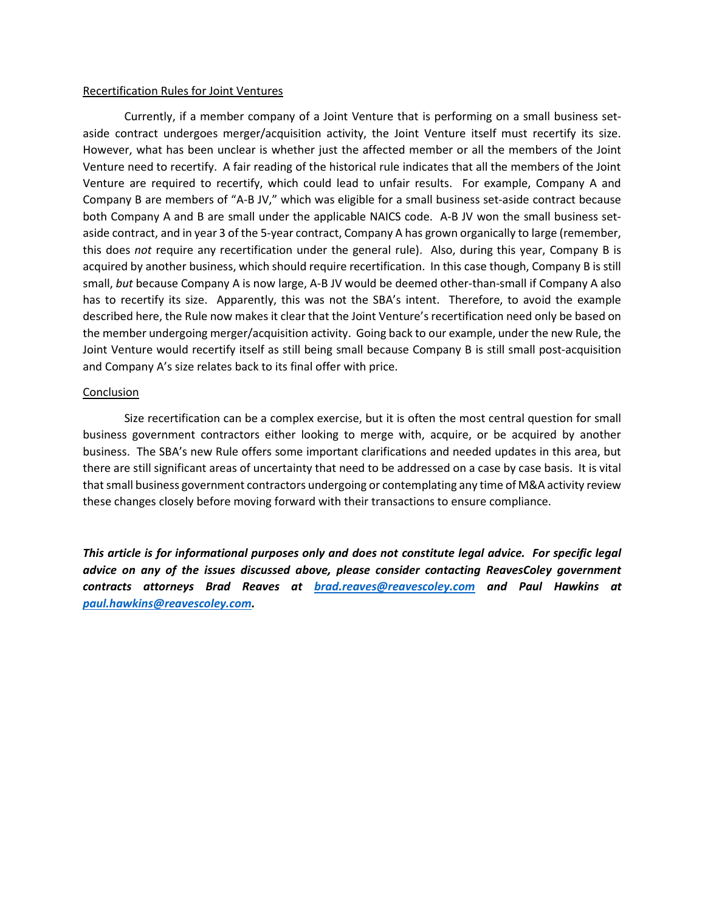Recertification Rules for Joint Ventures

Currently, if a member company of a Joint Venture that is performing on a small business set-aside contract undergoes merger/acquisition activity, the Joint Venture itself must recertify its size. However, what has been unclear is whether just the affected member or all the members of the Joint Venture need to recertify. A fair reading of the historical rule indicates that all the members of the Joint Venture are required to recertify, which could lead to unfair results. For example, Company A and Company B are members of "A-B JV," which was eligible for a small business set-aside contract because both Company A and B are small under the applicable NAICS code. A-B JV won the small business set-aside contract, and in year 3 of the 5-year contract, Company A has grown organically to large (remember, this does *not* require any recertification under the general rule). Also, during this year, Company B is acquired by another business, which should require recertification. In this case though, Company B is still small, *but* because Company A is now large, A-B JV would be deemed other-than-small if Company A also has to recertify its size. Apparently, this was not the SBA's intent. Therefore, to avoid the example described here, the Rule now makes it clear that the Joint Venture's recertification need only be based on the member undergoing merger/acquisition activity. Going back to our example, under the new Rule, the Joint Venture would recertify itself as still being small because Company B is still small post-acquisition and Company A's size relates back to its final offer with price.

Conclusion

Size recertification can be a complex exercise, but it is often the most central question for small business government contractors either looking to merge with, acquire, or be acquired by another business. The SBA's new Rule offers some important clarifications and needed updates in this area, but there are still significant areas of uncertainty that need to be addressed on a case by case basis. It is vital that small business government contractors undergoing or contemplating any time of M&A activity review these changes closely before moving forward with their transactions to ensure compliance.

***This article is for informational purposes only and does not constitute legal advice. For specific legal advice on any of the issues discussed above, please consider contacting ReavesColey government contracts attorneys Brad Reaves at [brad.reaves@reavescoley.com](mailto:brad.reaves@reavescoley.com) and Paul Hawkins at [paul.hawkins@reavescoley.com](mailto:paul.hawkins@reavescoley.com).***